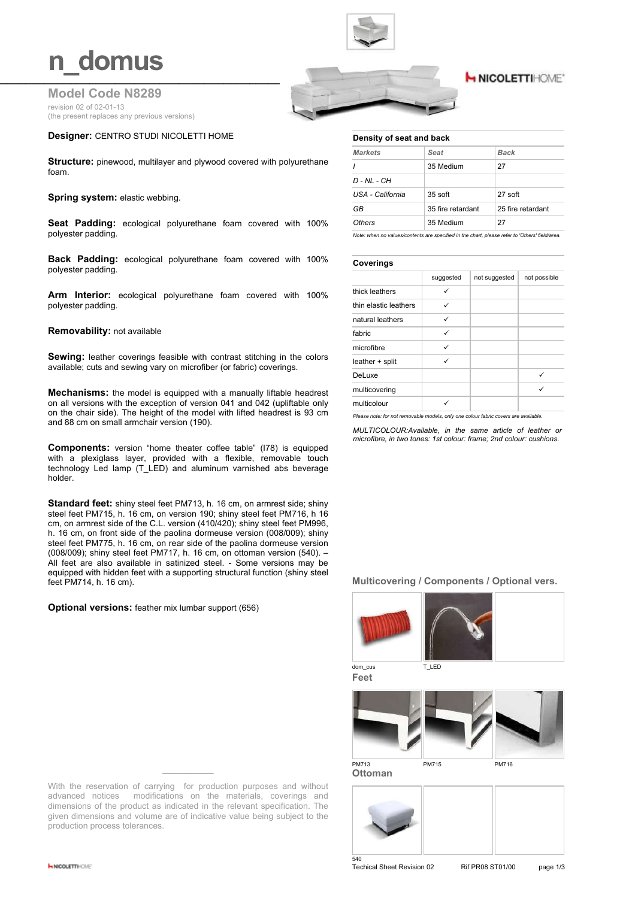# n_domus

## Model Code N8289

revision 02 of 02-01-13
(the present replaces any previous versions)

**Designer:** CENTRO STUDI NICOLETTI HOME

**Structure:** pinewood, multilayer and plywood covered with polyurethane foam.

**Spring system:** elastic webbing.

**Seat Padding:** ecological polyurethane foam covered with 100% polyester padding.

**Back Padding:** ecological polyurethane foam covered with 100% polyester padding.

**Arm Interior:** ecological polyurethane foam covered with 100% polyester padding.

**Removability:** not available

**Sewing:** leather coverings feasible with contrast stitching in the colors available; cuts and sewing vary on microfiber (or fabric) coverings.

**Mechanisms:** the model is equipped with a manually liftable headrest on all versions with the exception of version 041 and 042 (upliftable only on the chair side). The height of the model with lifted headrest is 93 cm and 88 cm on small armchair version (190).

**Components:** version "home theater coffee table" (I78) is equipped with a plexiglass layer, provided with a flexible, removable touch technology Led lamp (T_LED) and aluminum varnished abs beverage holder.

**Standard feet:** shiny steel feet PM713, h. 16 cm, on armrest side; shiny steel feet PM715, h. 16 cm, on version 190; shiny steel feet PM716, h 16 cm, on armrest side of the C.L. version (410/420); shiny steel feet PM996, h. 16 cm, on front side of the paolina dormeuse version (008/009); shiny steel feet PM775, h. 16 cm, on rear side of the paolina dormeuse version (008/009); shiny steel feet PM717, h. 16 cm, on ottoman version (540). – All feet are also available in satinized steel. - Some versions may be equipped with hidden feet with a supporting structural function (shiny steel feet PM714, h. 16 cm).

**Optional versions:** feather mix lumbar support (656)

With the reservation of carrying for production purposes and without advanced notices modifications on the materials, coverings and dimensions of the product as indicated in the relevant specification. The given dimensions and volume are of indicative value being subject to the production process tolerances.

### Density of seat and back

| *Markets* | *Seat* | *Back* |
|---|---|---|
| *I* | 35 Medium | 27 |
| *D - NL - CH* | | |
| *USA - California* | 35 soft | 27 soft |
| *GB* | 35 fire retardant | 25 fire retardant |
| *Others* | 35 Medium | 27 |

*Note: when no values/contents are specified in the chart, please refer to 'Others' field/area.*

### Coverings

| | suggested | not suggested | not possible |
|---|---|---|---|
| thick leathers | ✓ | | |
| thin elastic leathers | ✓ | | |
| natural leathers | ✓ | | |
| fabric | ✓ | | |
| microfibre | ✓ | | |
| leather + split | ✓ | | |
| DeLuxe | | | ✓ |
| multicovering | | | ✓ |
| multicolour | ✓ | | |

*Please note: for not removable models, only one colour fabric covers are available.*

*MULTICOLOUR:Available, in the same article of leather or microfibre, in two tones: 1st colour: frame; 2nd colour: cushions.*

### Multicovering / Components / Optional vers.

dom_cus

T_LED

### Feet

PM713

PM715

PM716

### Ottoman

540

Techical Sheet Revision 02 Rif PR08 ST01/00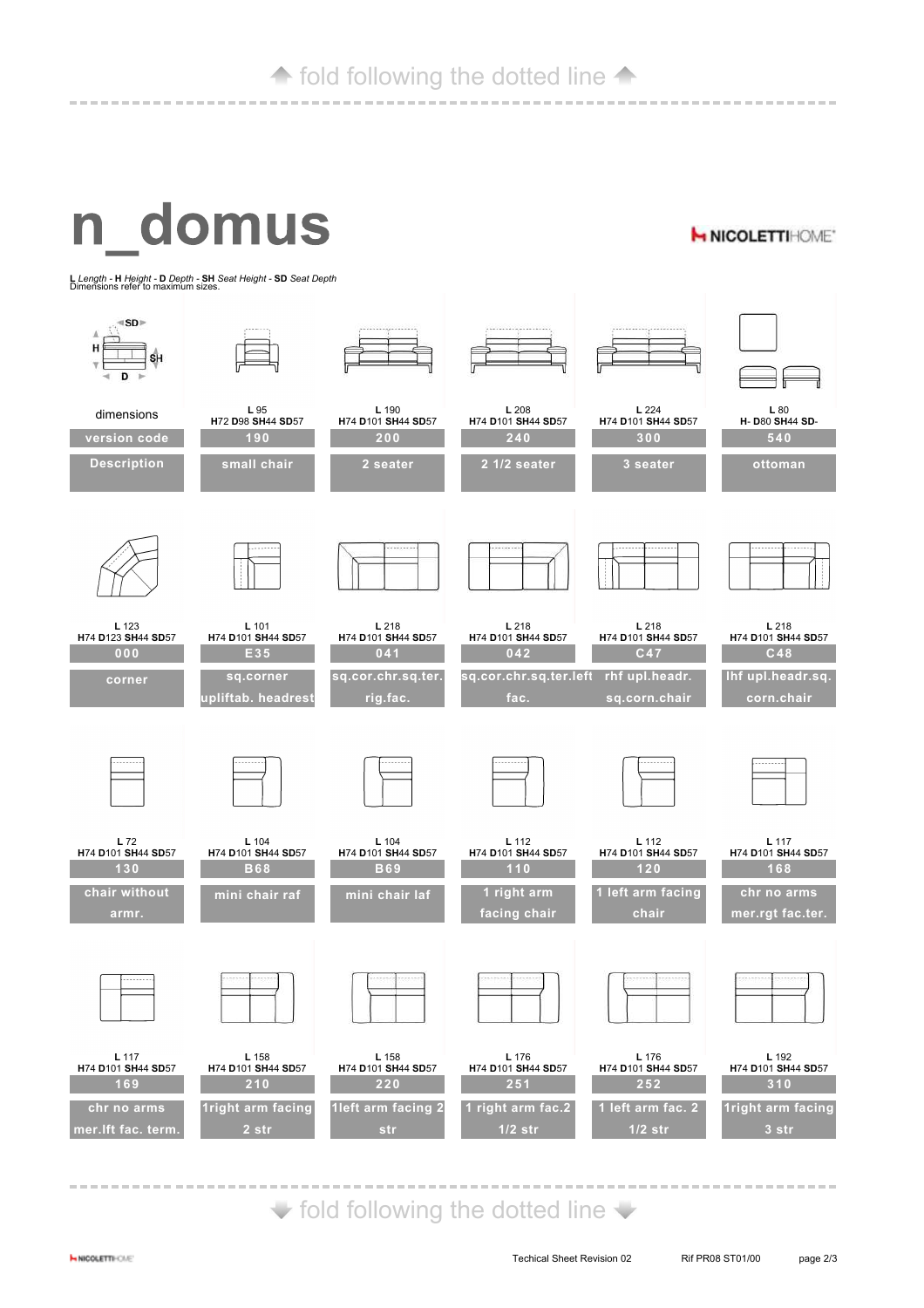fold following the dotted line

# n_domus

NICOLETTIHOME

**L** *Length* - **H** *Height* - **D** *Depth* - **SH** *Seat Height* - **SD** *Seat Depth*
Dimensions refer to maximum sizes.

| dimensions | L 95 H72 D98 SH44 SD57 | L 190 H74 D101 SH44 SD57 | L 208 H74 D101 SH44 SD57 | L 224 H74 D101 SH44 SD57 | L 80 H- D80 SH44 SD- |
|---|---|---|---|---|---|
| version code | 190 | 200 | 240 | 300 | 540 |
| Description | small chair | 2 seater | 2 1/2 seater | 3 seater | ottoman |

| L 123 H74 D123 SH44 SD57 | L 101 H74 D101 SH44 SD57 | L 218 H74 D101 SH44 SD57 | L 218 H74 D101 SH44 SD57 | L 218 H74 D101 SH44 SD57 | L 218 H74 D101 SH44 SD57 |
|---|---|---|---|---|---|
| 000 | E35 | 041 | 042 | C47 | C48 |
| corner | sq.corner upliftab. headrest | sq.cor.chr.sq.ter. rig.fac. | sq.cor.chr.sq.ter.left fac. | rhf upl.headr. sq.corn.chair | lhf upl.headr.sq. corn.chair |

| L 72 H74 D101 SH44 SD57 | L 104 H74 D101 SH44 SD57 | L 104 H74 D101 SH44 SD57 | L 112 H74 D101 SH44 SD57 | L 112 H74 D101 SH44 SD57 | L 117 H74 D101 SH44 SD57 |
|---|---|---|---|---|---|
| 130 | B68 | B69 | 110 | 120 | 168 |
| chair without armr. | mini chair raf | mini chair laf | 1 right arm facing chair | 1 left arm facing chair | chr no arms mer.rgt fac.ter. |

| L 117 H74 D101 SH44 SD57 | L 158 H74 D101 SH44 SD57 | L 158 H74 D101 SH44 SD57 | L 176 H74 D101 SH44 SD57 | L 176 H74 D101 SH44 SD57 | L 192 H74 D101 SH44 SD57 |
|---|---|---|---|---|---|
| 169 | 210 | 220 | 251 | 252 | 310 |
| chr no arms mer.lft fac. term. | 1right arm facing 2 str | 1left arm facing 2 str | 1 right arm fac.2 1/2 str | 1 left arm fac. 2 1/2 str | 1right arm facing 3 str |

fold following the dotted line

Techical Sheet Revision 02 — Rif PR08 ST01/00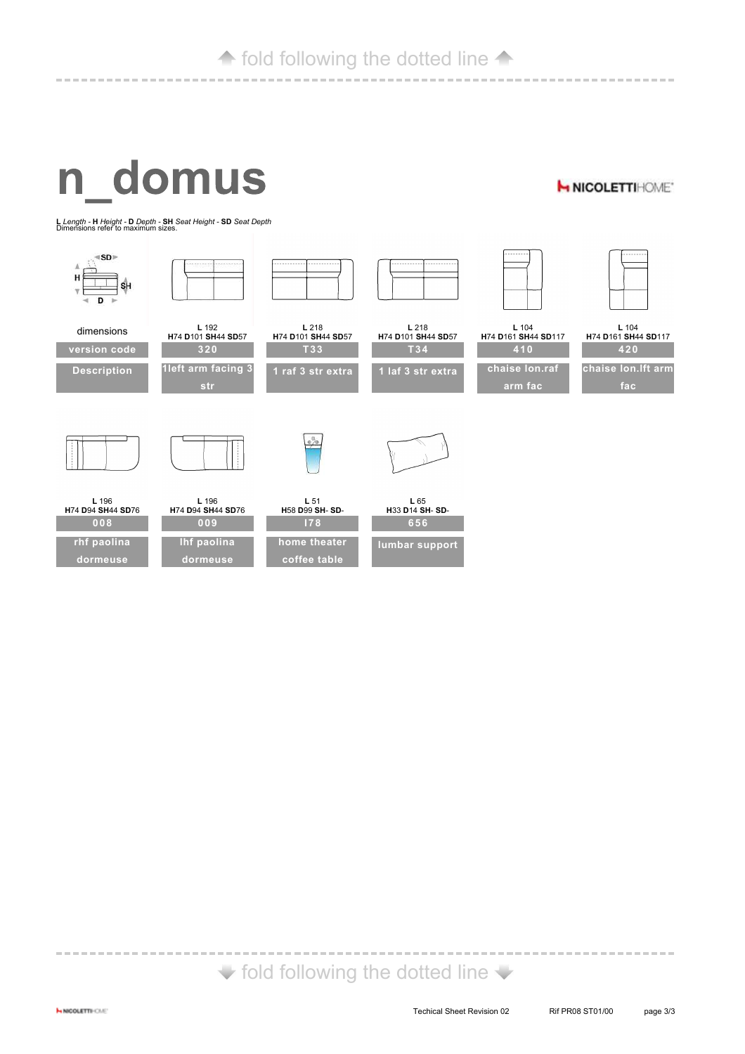# n_domus

**L** *Length* - **H** *Height* - **D** *Depth* - **SH** *Seat Height* - **SD** *Seat Depth*
Dimensions refer to maximum sizes.

| dimensions | version code | Description |
|---|---|---|
| **L** 192 **H**74 **D**101 **SH**44 **SD**57 | 320 | 1left arm facing 3 str |
| **L** 218 **H**74 **D**101 **SH**44 **SD**57 | T33 | 1 raf 3 str extra |
| **L** 218 **H**74 **D**101 **SH**44 **SD**57 | T34 | 1 laf 3 str extra |
| **L** 104 **H**74 **D**161 **SH**44 **SD**117 | 410 | chaise lon.raf arm fac |
| **L** 104 **H**74 **D**161 **SH**44 **SD**117 | 420 | chaise lon.lft arm fac |
| **L** 196 **H**74 **D**94 **SH**44 **SD**76 | 008 | rhf paolina dormeuse |
| **L** 196 **H**74 **D**94 **SH**44 **SD**76 | 009 | lhf paolina dormeuse |
| **L** 51 **H**58 **D**99 **SH**- **SD**- | I78 | home theater coffee table |
| **L** 65 **H**33 **D**14 **SH**- **SD**- | 656 | lumbar support |

Techical Sheet Revision 02    Rif PR08 ST01/00